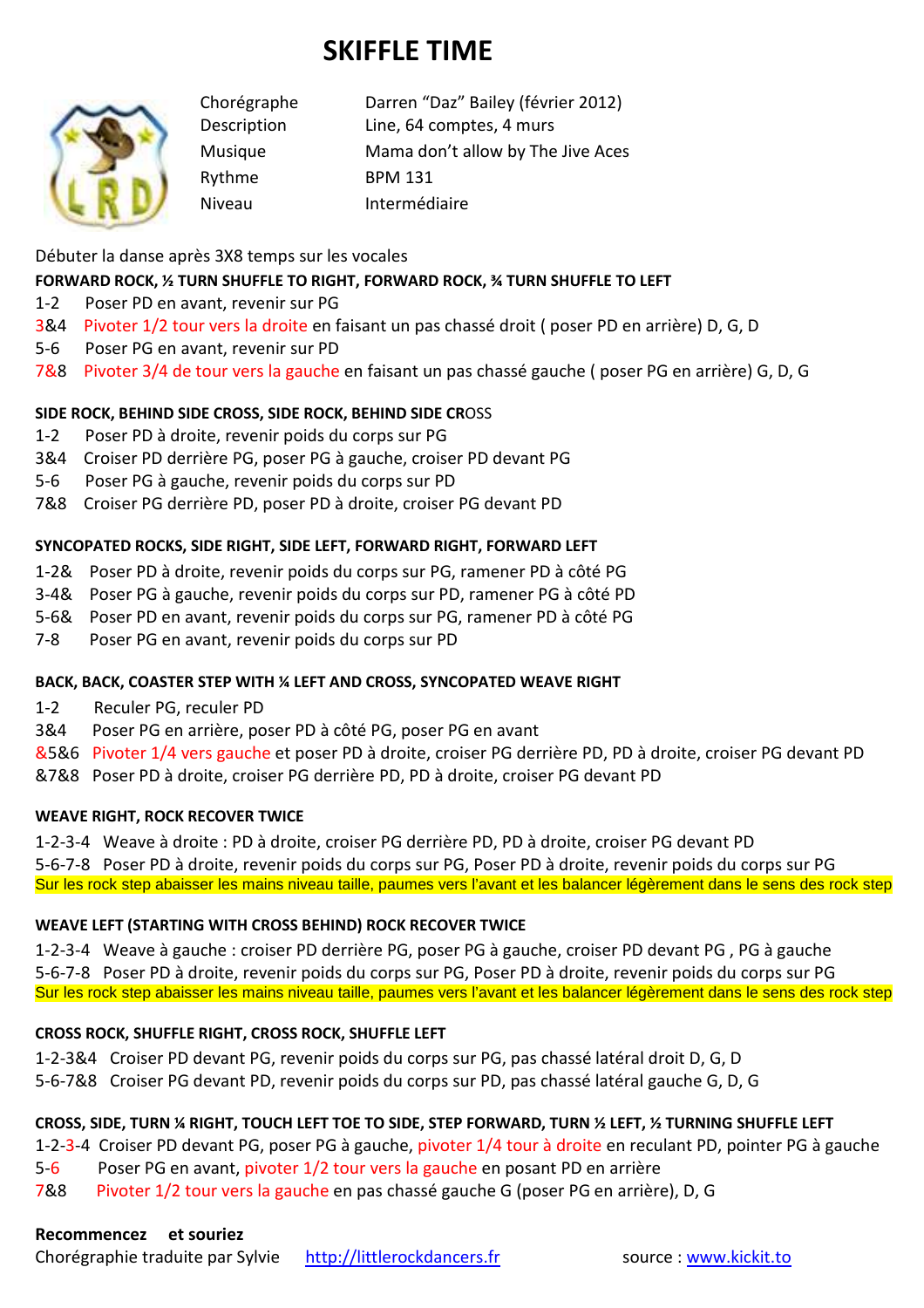# SKIFFLE TIME

| | |
|---|---|
| Chorégraphe | Darren "Daz" Bailey (février 2012) |
| Description | Line, 64 comptes, 4 murs |
| Musique | Mama don't allow by The Jive Aces |
| Rythme | BPM 131 |
| Niveau | Intermédiaire |

Débuter la danse après 3X8 temps sur les vocales

**FORWARD ROCK, ½ TURN SHUFFLE TO RIGHT, FORWARD ROCK, ¾ TURN SHUFFLE TO LEFT**

1-2 Poser PD en avant, revenir sur PG
3&4 Pivoter 1/2 tour vers la droite en faisant un pas chassé droit ( poser PD en arrière) D, G, D
5-6 Poser PG en avant, revenir sur PD
7&8 Pivoter 3/4 de tour vers la gauche en faisant un pas chassé gauche ( poser PG en arrière) G, D, G

**SIDE ROCK, BEHIND SIDE CROSS, SIDE ROCK, BEHIND SIDE CROSS**

1-2 Poser PD à droite, revenir poids du corps sur PG
3&4 Croiser PD derrière PG, poser PG à gauche, croiser PD devant PG
5-6 Poser PG à gauche, revenir poids du corps sur PD
7&8 Croiser PG derrière PD, poser PD à droite, croiser PG devant PD

**SYNCOPATED ROCKS, SIDE RIGHT, SIDE LEFT, FORWARD RIGHT, FORWARD LEFT**

1-2& Poser PD à droite, revenir poids du corps sur PG, ramener PD à côté PG
3-4& Poser PG à gauche, revenir poids du corps sur PD, ramener PG à côté PD
5-6& Poser PD en avant, revenir poids du corps sur PG, ramener PD à côté PG
7-8 Poser PG en avant, revenir poids du corps sur PD

**BACK, BACK, COASTER STEP WITH ¼ LEFT AND CROSS, SYNCOPATED WEAVE RIGHT**

1-2 Reculer PG, reculer PD
3&4 Poser PG en arrière, poser PD à côté PG, poser PG en avant
&5&6 Pivoter 1/4 vers gauche et poser PD à droite, croiser PG derrière PD, PD à droite, croiser PG devant PD
&7&8 Poser PD à droite, croiser PG derrière PD, PD à droite, croiser PG devant PD

**WEAVE RIGHT, ROCK RECOVER TWICE**

1-2-3-4 Weave à droite : PD à droite, croiser PG derrière PD, PD à droite, croiser PG devant PD
5-6-7-8 Poser PD à droite, revenir poids du corps sur PG, Poser PD à droite, revenir poids du corps sur PG
Sur les rock step abaisser les mains niveau taille, paumes vers l'avant et les balancer légèrement dans le sens des rock step

**WEAVE LEFT (STARTING WITH CROSS BEHIND) ROCK RECOVER TWICE**

1-2-3-4 Weave à gauche : croiser PD derrière PG, poser PG à gauche, croiser PD devant PG , PG à gauche
5-6-7-8 Poser PD à droite, revenir poids du corps sur PG, Poser PD à droite, revenir poids du corps sur PG
Sur les rock step abaisser les mains niveau taille, paumes vers l'avant et les balancer légèrement dans le sens des rock step

**CROSS ROCK, SHUFFLE RIGHT, CROSS ROCK, SHUFFLE LEFT**

1-2-3&4 Croiser PD devant PG, revenir poids du corps sur PG, pas chassé latéral droit D, G, D
5-6-7&8 Croiser PG devant PD, revenir poids du corps sur PD, pas chassé latéral gauche G, D, G

**CROSS, SIDE, TURN ¼ RIGHT, TOUCH LEFT TOE TO SIDE, STEP FORWARD, TURN ½ LEFT, ½ TURNING SHUFFLE LEFT**

1-2-3-4 Croiser PD devant PG, poser PG à gauche, pivoter 1/4 tour à droite en reculant PD, pointer PG à gauche
5-6 Poser PG en avant, pivoter 1/2 tour vers la gauche en posant PD en arrière
7&8 Pivoter 1/2 tour vers la gauche en pas chassé gauche G (poser PG en arrière), D, G

**Recommencez et souriez**

Chorégraphie traduite par Sylvie http://littlerockdancers.fr source : www.kickit.to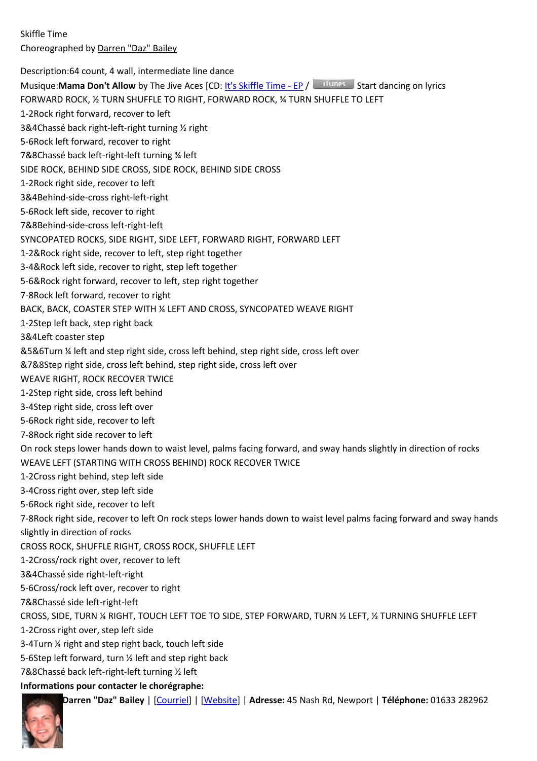Skiffle Time

Choreographed by Darren "Daz" Bailey

Description:64 count, 4 wall, intermediate line dance

Musique:**Mama Don't Allow** by The Jive Aces [CD: It's Skiffle Time - EP / iTunes Start dancing on lyrics

FORWARD ROCK, ½ TURN SHUFFLE TO RIGHT, FORWARD ROCK, ¾ TURN SHUFFLE TO LEFT

1-2Rock right forward, recover to left

3&4Chassé back right-left-right turning ½ right

5-6Rock left forward, recover to right

7&8Chassé back left-right-left turning ¾ left

SIDE ROCK, BEHIND SIDE CROSS, SIDE ROCK, BEHIND SIDE CROSS

1-2Rock right side, recover to left

3&4Behind-side-cross right-left-right

5-6Rock left side, recover to right

7&8Behind-side-cross left-right-left

SYNCOPATED ROCKS, SIDE RIGHT, SIDE LEFT, FORWARD RIGHT, FORWARD LEFT

1-2&Rock right side, recover to left, step right together

3-4&Rock left side, recover to right, step left together

5-6&Rock right forward, recover to left, step right together

7-8Rock left forward, recover to right

BACK, BACK, COASTER STEP WITH ¼ LEFT AND CROSS, SYNCOPATED WEAVE RIGHT

1-2Step left back, step right back

3&4Left coaster step

&5&6Turn ¼ left and step right side, cross left behind, step right side, cross left over

&7&8Step right side, cross left behind, step right side, cross left over

WEAVE RIGHT, ROCK RECOVER TWICE

1-2Step right side, cross left behind

3-4Step right side, cross left over

5-6Rock right side, recover to left

7-8Rock right side recover to left

On rock steps lower hands down to waist level, palms facing forward, and sway hands slightly in direction of rocks

WEAVE LEFT (STARTING WITH CROSS BEHIND) ROCK RECOVER TWICE

1-2Cross right behind, step left side

3-4Cross right over, step left side

5-6Rock right side, recover to left

7-8Rock right side, recover to left On rock steps lower hands down to waist level palms facing forward and sway hands slightly in direction of rocks

CROSS ROCK, SHUFFLE RIGHT, CROSS ROCK, SHUFFLE LEFT

1-2Cross/rock right over, recover to left

3&4Chassé side right-left-right

5-6Cross/rock left over, recover to right

7&8Chassé side left-right-left

CROSS, SIDE, TURN ¼ RIGHT, TOUCH LEFT TOE TO SIDE, STEP FORWARD, TURN ½ LEFT, ½ TURNING SHUFFLE LEFT

1-2Cross right over, step left side

3-4Turn ¼ right and step right back, touch left side

5-6Step left forward, turn ½ left and step right back

7&8Chassé back left-right-left turning ½ left

**Informations pour contacter le chorégraphe:**

**Darren "Daz" Bailey** | [Courriel] | [Website] | **Adresse:** 45 Nash Rd, Newport | **Téléphone:** 01633 282962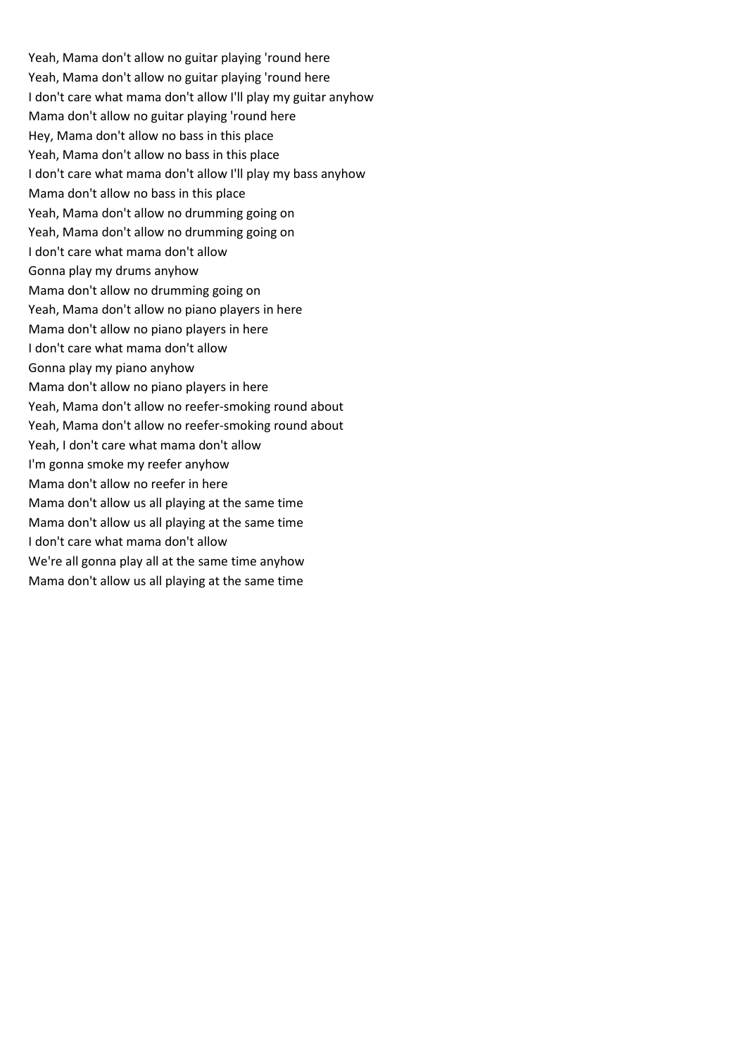Yeah, Mama don't allow no guitar playing 'round here
Yeah, Mama don't allow no guitar playing 'round here
I don't care what mama don't allow I'll play my guitar anyhow
Mama don't allow no guitar playing 'round here
Hey, Mama don't allow no bass in this place
Yeah, Mama don't allow no bass in this place
I don't care what mama don't allow I'll play my bass anyhow
Mama don't allow no bass in this place
Yeah, Mama don't allow no drumming going on
Yeah, Mama don't allow no drumming going on
I don't care what mama don't allow
Gonna play my drums anyhow
Mama don't allow no drumming going on
Yeah, Mama don't allow no piano players in here
Mama don't allow no piano players in here
I don't care what mama don't allow
Gonna play my piano anyhow
Mama don't allow no piano players in here
Yeah, Mama don't allow no reefer-smoking round about
Yeah, Mama don't allow no reefer-smoking round about
Yeah, I don't care what mama don't allow
I'm gonna smoke my reefer anyhow
Mama don't allow no reefer in here
Mama don't allow us all playing at the same time
Mama don't allow us all playing at the same time
I don't care what mama don't allow
We're all gonna play all at the same time anyhow
Mama don't allow us all playing at the same time